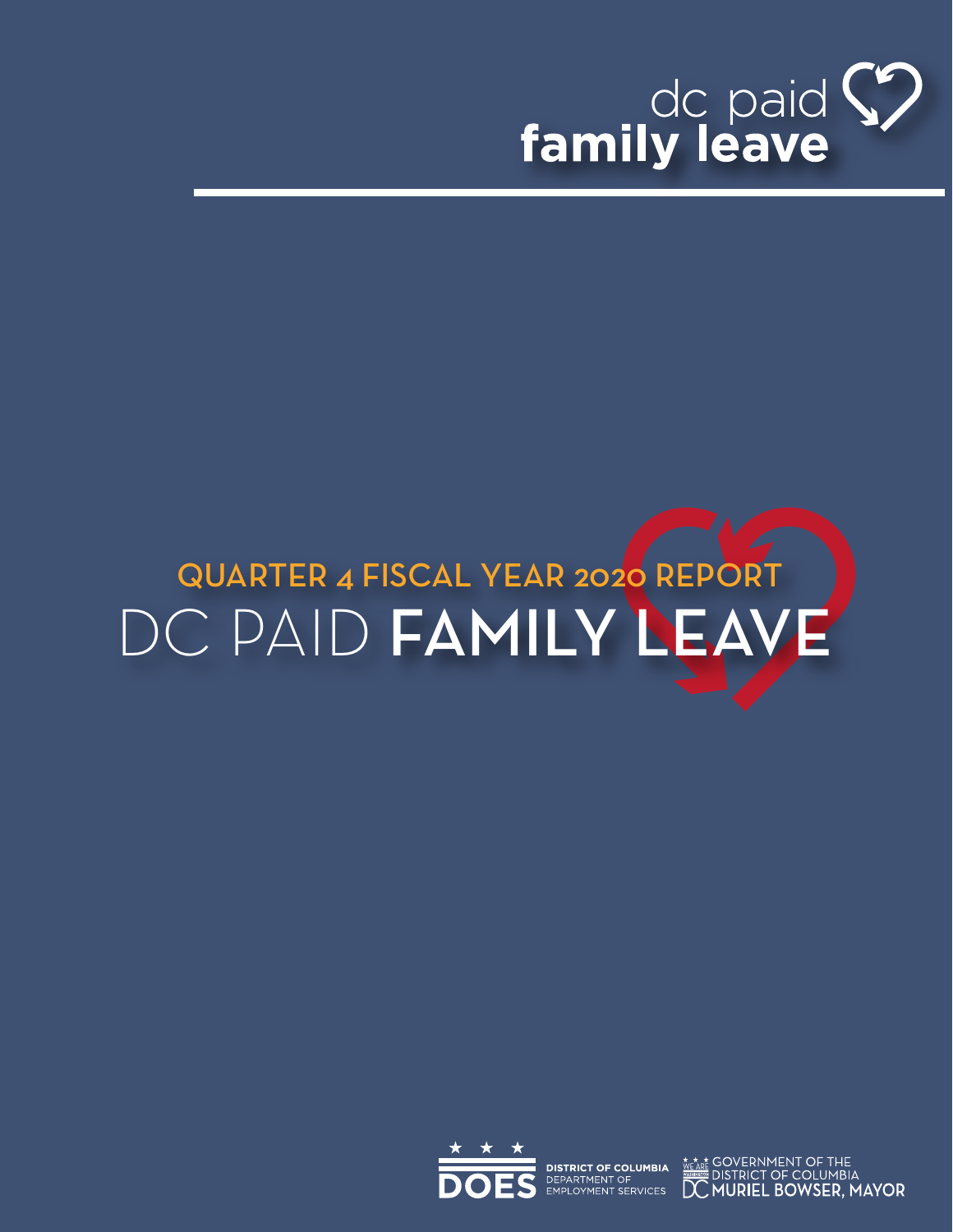dc paid **family leave**

## QUARTER 4 FISCAL YEAR 2020 REPORT

# DC PAID **FAMILY LEAVE**

DISTRICT OF COLUMBIA DEPARTMENT OF EMPLOYMENT SERVICES

GOVERNMENT OF THE DISTRICT OF COLUMBIA MURIEL BOWSER, MAYOR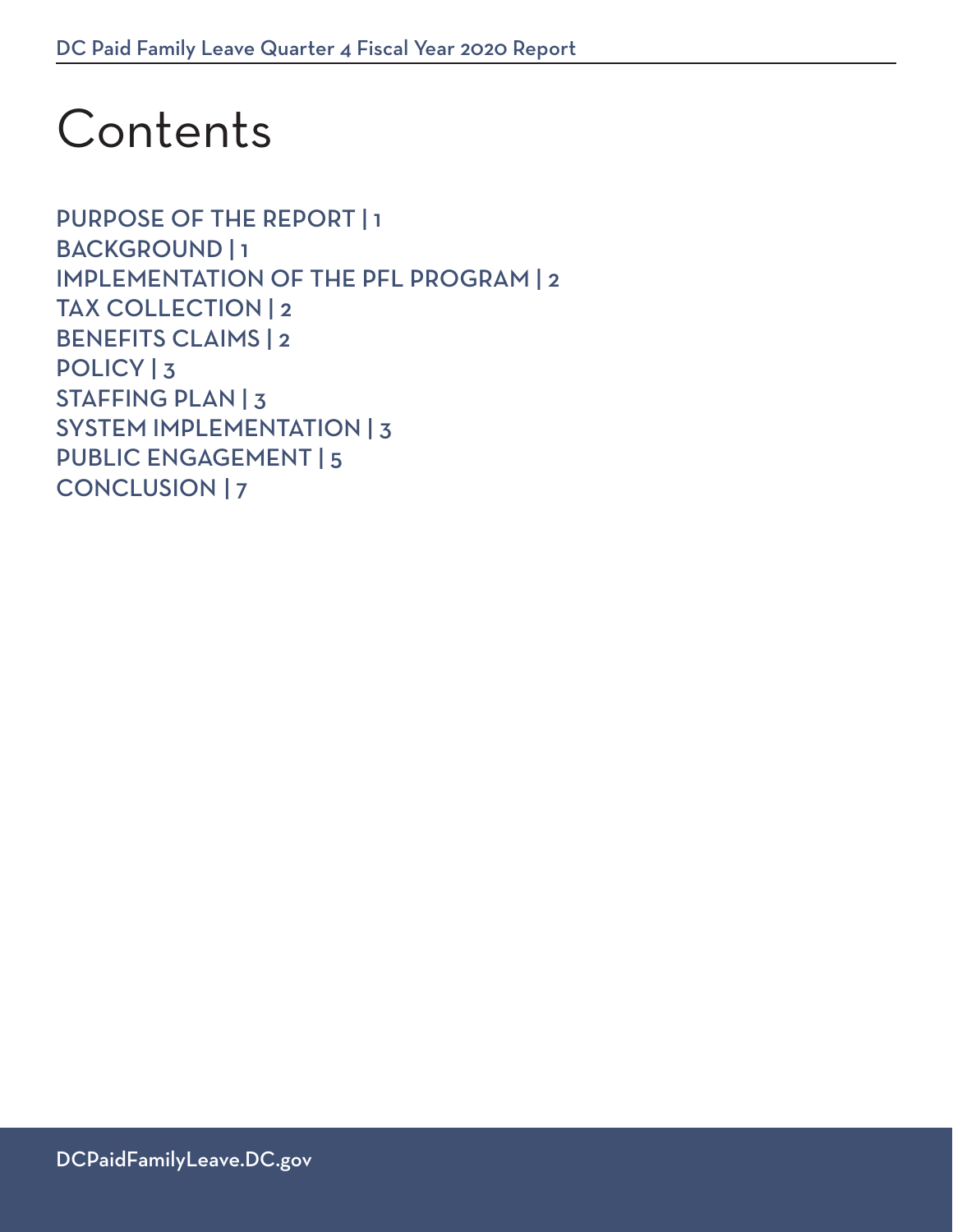# Contents

PURPOSE OF THE REPORT | 1
BACKGROUND | 1
IMPLEMENTATION OF THE PFL PROGRAM | 2
TAX COLLECTION | 2
BENEFITS CLAIMS | 2
POLICY | 3
STAFFING PLAN | 3
SYSTEM IMPLEMENTATION | 3
PUBLIC ENGAGEMENT | 5
CONCLUSION | 7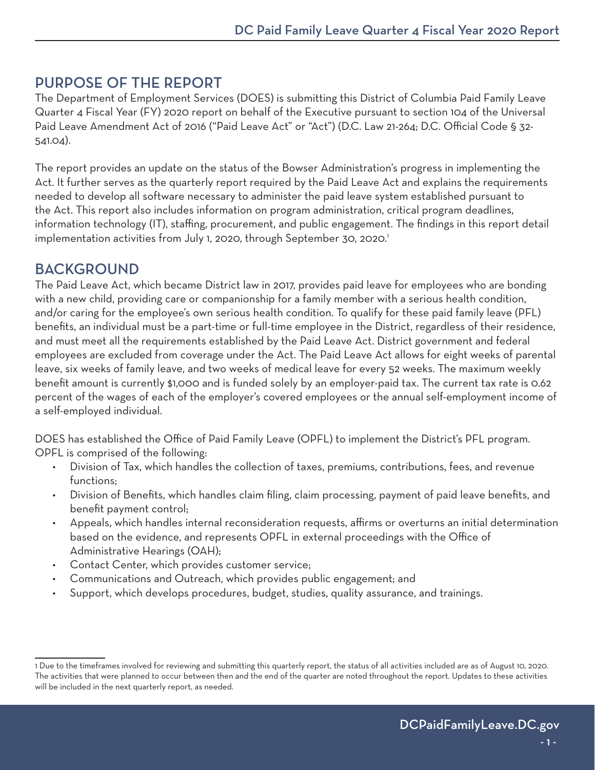## PURPOSE OF THE REPORT

The Department of Employment Services (DOES) is submitting this District of Columbia Paid Family Leave Quarter 4 Fiscal Year (FY) 2020 report on behalf of the Executive pursuant to section 104 of the Universal Paid Leave Amendment Act of 2016 ("Paid Leave Act" or "Act") (D.C. Law 21-264; D.C. Official Code § 32-541.04).

The report provides an update on the status of the Bowser Administration's progress in implementing the Act. It further serves as the quarterly report required by the Paid Leave Act and explains the requirements needed to develop all software necessary to administer the paid leave system established pursuant to the Act. This report also includes information on program administration, critical program deadlines, information technology (IT), staffing, procurement, and public engagement. The findings in this report detail implementation activities from July 1, 2020, through September 30, 2020.[1]

## BACKGROUND

The Paid Leave Act, which became District law in 2017, provides paid leave for employees who are bonding with a new child, providing care or companionship for a family member with a serious health condition, and/or caring for the employee's own serious health condition. To qualify for these paid family leave (PFL) benefits, an individual must be a part-time or full-time employee in the District, regardless of their residence, and must meet all the requirements established by the Paid Leave Act. District government and federal employees are excluded from coverage under the Act. The Paid Leave Act allows for eight weeks of parental leave, six weeks of family leave, and two weeks of medical leave for every 52 weeks. The maximum weekly benefit amount is currently $1,000 and is funded solely by an employer-paid tax. The current tax rate is 0.62 percent of the wages of each of the employer's covered employees or the annual self-employment income of a self-employed individual.

DOES has established the Office of Paid Family Leave (OPFL) to implement the District's PFL program. OPFL is comprised of the following:

- Division of Tax, which handles the collection of taxes, premiums, contributions, fees, and revenue functions;
- Division of Benefits, which handles claim filing, claim processing, payment of paid leave benefits, and benefit payment control;
- Appeals, which handles internal reconsideration requests, affirms or overturns an initial determination based on the evidence, and represents OPFL in external proceedings with the Office of Administrative Hearings (OAH);
- Contact Center, which provides customer service;
- Communications and Outreach, which provides public engagement; and
- Support, which develops procedures, budget, studies, quality assurance, and trainings.

---

[1] Due to the timeframes involved for reviewing and submitting this quarterly report, the status of all activities included are as of August 10, 2020. The activities that were planned to occur between then and the end of the quarter are noted throughout the report. Updates to these activities will be included in the next quarterly report, as needed.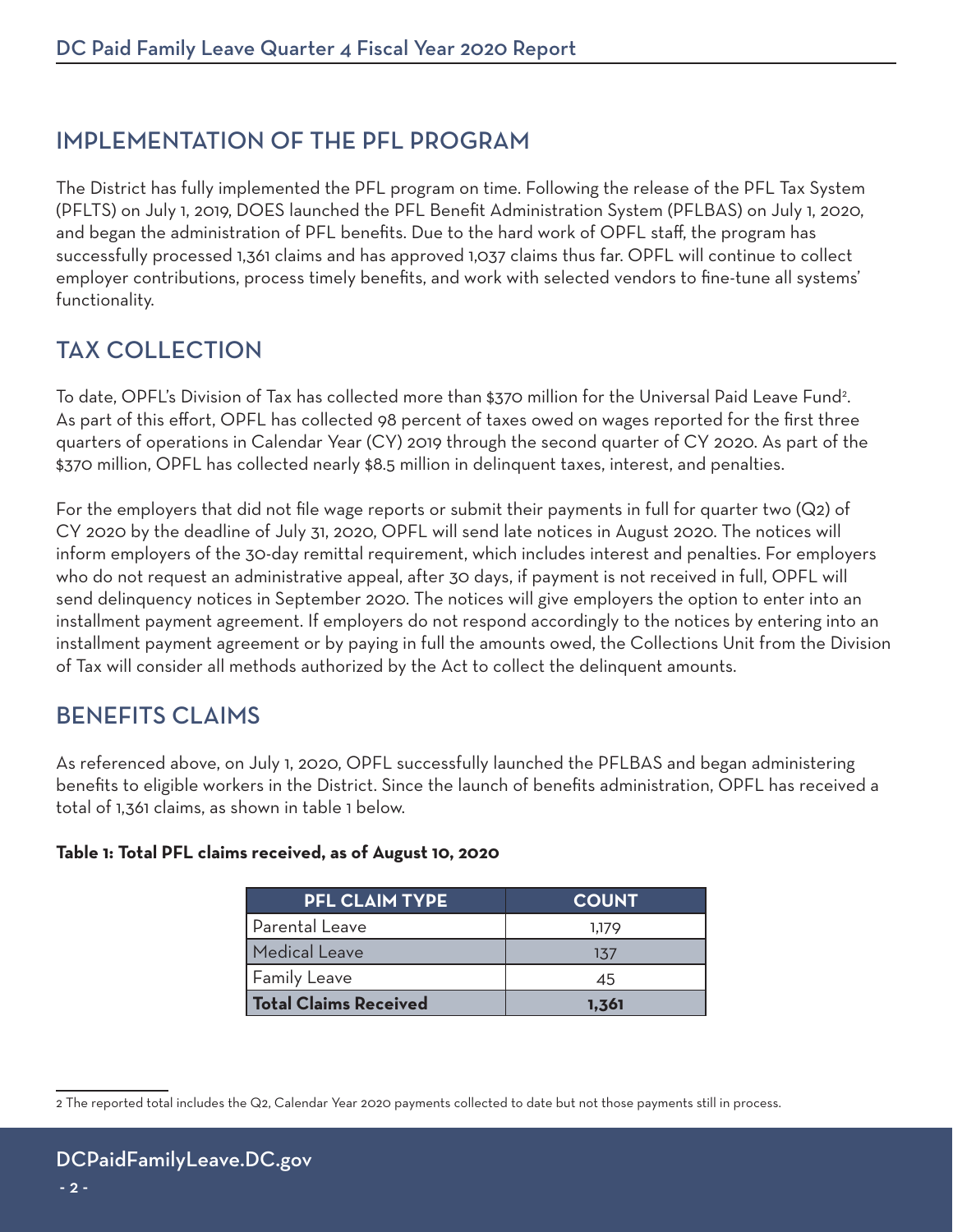## IMPLEMENTATION OF THE PFL PROGRAM

The District has fully implemented the PFL program on time. Following the release of the PFL Tax System (PFLTS) on July 1, 2019, DOES launched the PFL Benefit Administration System (PFLBAS) on July 1, 2020, and began the administration of PFL benefits. Due to the hard work of OPFL staff, the program has successfully processed 1,361 claims and has approved 1,037 claims thus far. OPFL will continue to collect employer contributions, process timely benefits, and work with selected vendors to fine-tune all systems' functionality.

## TAX COLLECTION

To date, OPFL's Division of Tax has collected more than $370 million for the Universal Paid Leave Fund[2]. As part of this effort, OPFL has collected 98 percent of taxes owed on wages reported for the first three quarters of operations in Calendar Year (CY) 2019 through the second quarter of CY 2020. As part of the $370 million, OPFL has collected nearly $8.5 million in delinquent taxes, interest, and penalties.

For the employers that did not file wage reports or submit their payments in full for quarter two (Q2) of CY 2020 by the deadline of July 31, 2020, OPFL will send late notices in August 2020. The notices will inform employers of the 30-day remittal requirement, which includes interest and penalties. For employers who do not request an administrative appeal, after 30 days, if payment is not received in full, OPFL will send delinquency notices in September 2020. The notices will give employers the option to enter into an installment payment agreement. If employers do not respond accordingly to the notices by entering into an installment payment agreement or by paying in full the amounts owed, the Collections Unit from the Division of Tax will consider all methods authorized by the Act to collect the delinquent amounts.

## BENEFITS CLAIMS

As referenced above, on July 1, 2020, OPFL successfully launched the PFLBAS and began administering benefits to eligible workers in the District. Since the launch of benefits administration, OPFL has received a total of 1,361 claims, as shown in table 1 below.

**Table 1: Total PFL claims received, as of August 10, 2020**

| PFL CLAIM TYPE | COUNT |
|---|---|
| Parental Leave | 1,179 |
| Medical Leave | 137 |
| Family Leave | 45 |
| **Total Claims Received** | **1,361** |

2 The reported total includes the Q2, Calendar Year 2020 payments collected to date but not those payments still in process.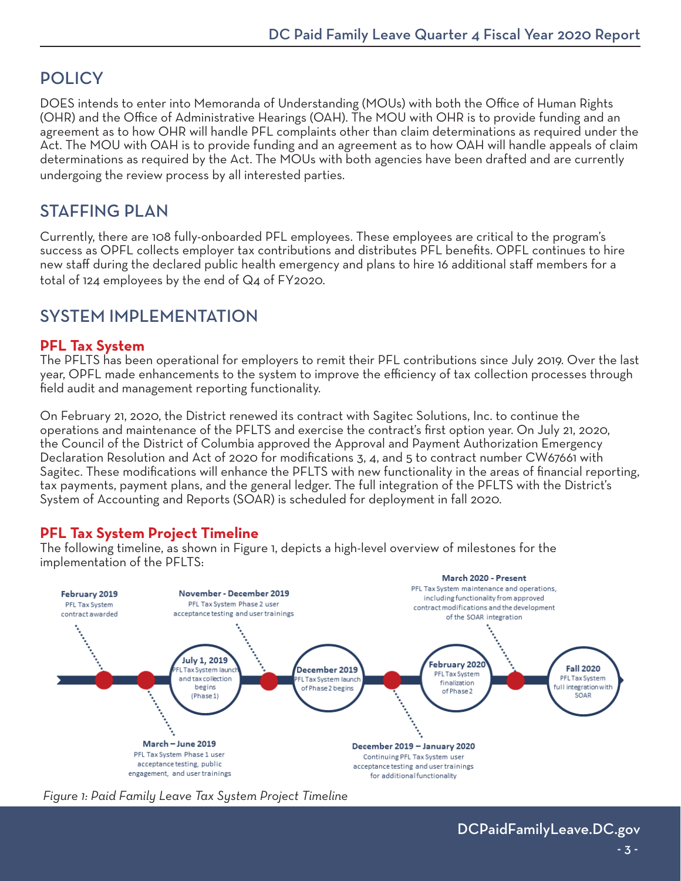## POLICY

DOES intends to enter into Memoranda of Understanding (MOUs) with both the Office of Human Rights (OHR) and the Office of Administrative Hearings (OAH). The MOU with OHR is to provide funding and an agreement as to how OHR will handle PFL complaints other than claim determinations as required under the Act. The MOU with OAH is to provide funding and an agreement as to how OAH will handle appeals of claim determinations as required by the Act. The MOUs with both agencies have been drafted and are currently undergoing the review process by all interested parties.

## STAFFING PLAN

Currently, there are 108 fully-onboarded PFL employees. These employees are critical to the program's success as OPFL collects employer tax contributions and distributes PFL benefits. OPFL continues to hire new staff during the declared public health emergency and plans to hire 16 additional staff members for a total of 124 employees by the end of Q4 of FY2020.

## SYSTEM IMPLEMENTATION

### PFL Tax System

The PFLTS has been operational for employers to remit their PFL contributions since July 2019. Over the last year, OPFL made enhancements to the system to improve the efficiency of tax collection processes through field audit and management reporting functionality.

On February 21, 2020, the District renewed its contract with Sagitec Solutions, Inc. to continue the operations and maintenance of the PFLTS and exercise the contract's first option year. On July 21, 2020, the Council of the District of Columbia approved the Approval and Payment Authorization Emergency Declaration Resolution and Act of 2020 for modifications 3, 4, and 5 to contract number CW67661 with Sagitec. These modifications will enhance the PFLTS with new functionality in the areas of financial reporting, tax payments, payment plans, and the general ledger. The full integration of the PFLTS with the District's System of Accounting and Reports (SOAR) is scheduled for deployment in fall 2020.

### PFL Tax System Project Timeline

The following timeline, as shown in Figure 1, depicts a high-level overview of milestones for the implementation of the PFLTS:

**February 2019**
PFL Tax System contract awarded

**March – June 2019**
PFL Tax System Phase 1 user acceptance testing, public engagement, and user trainings

**July 1, 2019**
PFL Tax System launch and tax collection begins (Phase 1)

**November - December 2019**
PFL Tax System Phase 2 user acceptance testing and user trainings

**December 2019**
PFL Tax System launch of Phase 2 begins

**December 2019 – January 2020**
Continuing PFL Tax System user acceptance testing and user trainings for additional functionality

**February 2020**
PFL Tax System finalization of Phase 2

**March 2020 - Present**
PFL Tax System maintenance and operations, including functionality from approved contract modifications and the development of the SOAR integration

**Fall 2020**
PFL Tax System full integration with SOAR

*Figure 1: Paid Family Leave Tax System Project Timeline*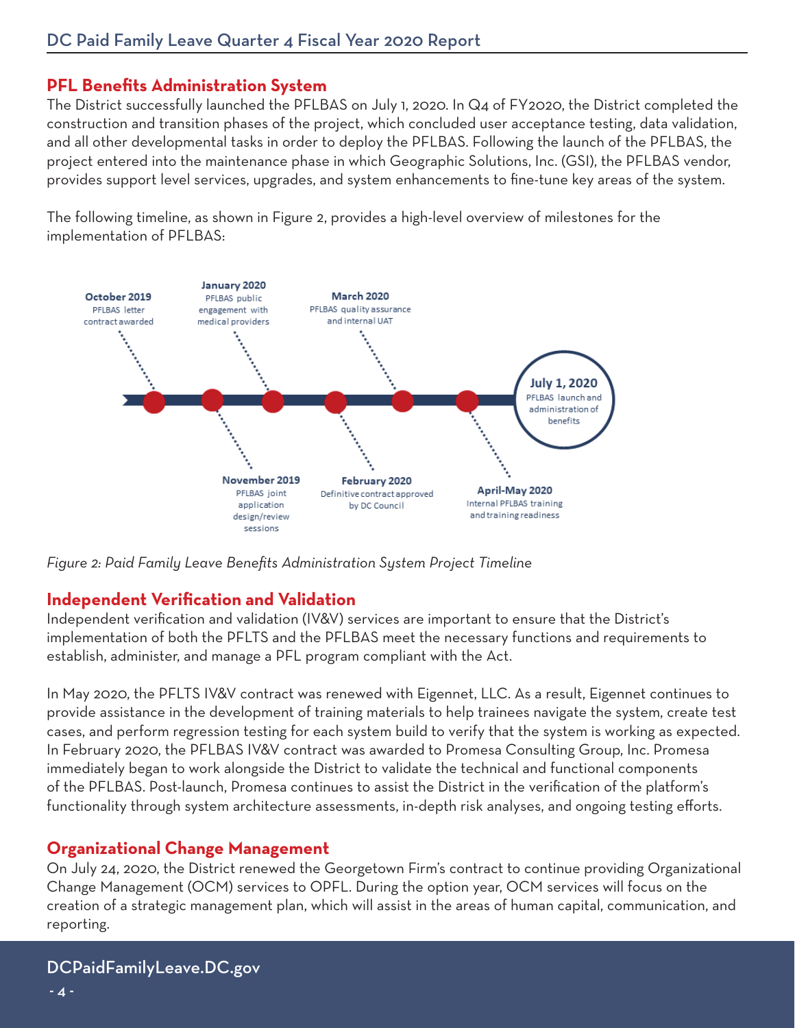## PFL Benefits Administration System

The District successfully launched the PFLBAS on July 1, 2020. In Q4 of FY2020, the District completed the construction and transition phases of the project, which concluded user acceptance testing, data validation, and all other developmental tasks in order to deploy the PFLBAS. Following the launch of the PFLBAS, the project entered into the maintenance phase in which Geographic Solutions, Inc. (GSI), the PFLBAS vendor, provides support level services, upgrades, and system enhancements to fine-tune key areas of the system.

The following timeline, as shown in Figure 2, provides a high-level overview of milestones for the implementation of PFLBAS:

**October 2019** PFLBAS letter contract awarded

**November 2019** PFLBAS joint application design/review sessions

**January 2020** PFLBAS public engagement with medical providers

**February 2020** Definitive contract approved by DC Council

**March 2020** PFLBAS quality assurance and internal UAT

**April-May 2020** Internal PFLBAS training and training readiness

**July 1, 2020** PFLBAS launch and administration of benefits

*Figure 2: Paid Family Leave Benefits Administration System Project Timeline*

## Independent Verification and Validation

Independent verification and validation (IV&V) services are important to ensure that the District's implementation of both the PFLTS and the PFLBAS meet the necessary functions and requirements to establish, administer, and manage a PFL program compliant with the Act.

In May 2020, the PFLTS IV&V contract was renewed with Eigennet, LLC. As a result, Eigennet continues to provide assistance in the development of training materials to help trainees navigate the system, create test cases, and perform regression testing for each system build to verify that the system is working as expected. In February 2020, the PFLBAS IV&V contract was awarded to Promesa Consulting Group, Inc. Promesa immediately began to work alongside the District to validate the technical and functional components of the PFLBAS. Post-launch, Promesa continues to assist the District in the verification of the platform's functionality through system architecture assessments, in-depth risk analyses, and ongoing testing efforts.

## Organizational Change Management

On July 24, 2020, the District renewed the Georgetown Firm's contract to continue providing Organizational Change Management (OCM) services to OPFL. During the option year, OCM services will focus on the creation of a strategic management plan, which will assist in the areas of human capital, communication, and reporting.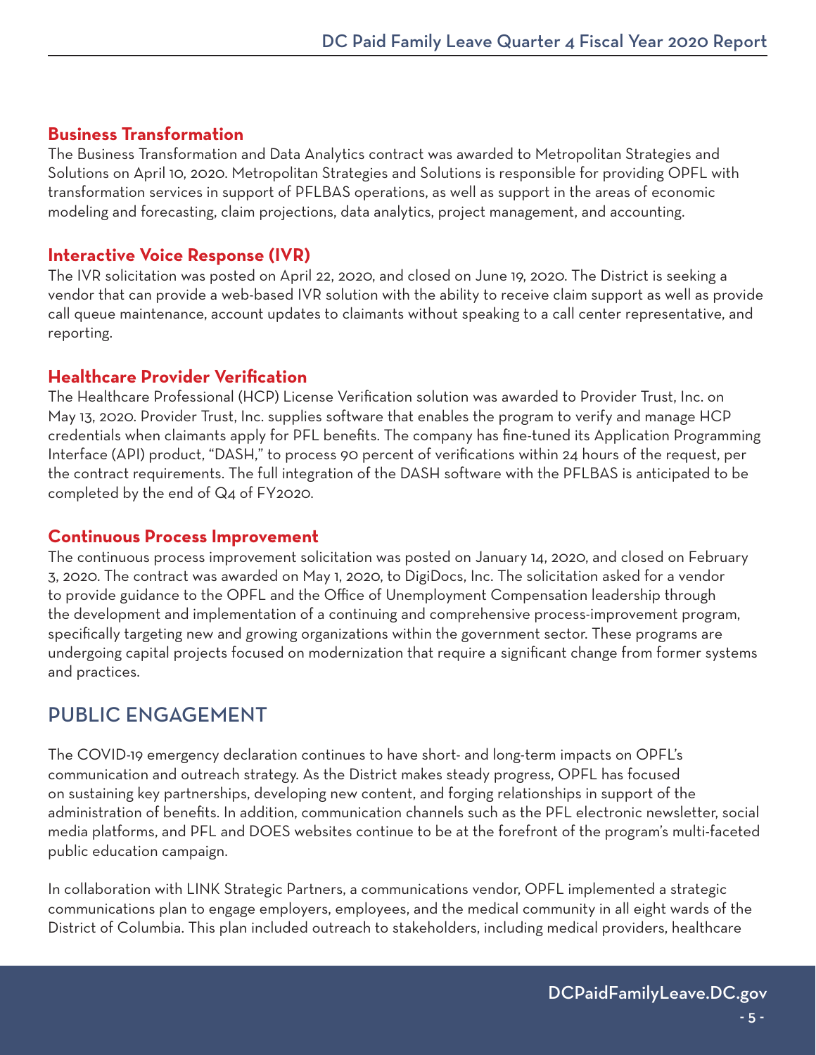### Business Transformation

The Business Transformation and Data Analytics contract was awarded to Metropolitan Strategies and Solutions on April 10, 2020. Metropolitan Strategies and Solutions is responsible for providing OPFL with transformation services in support of PFLBAS operations, as well as support in the areas of economic modeling and forecasting, claim projections, data analytics, project management, and accounting.

### Interactive Voice Response (IVR)

The IVR solicitation was posted on April 22, 2020, and closed on June 19, 2020. The District is seeking a vendor that can provide a web-based IVR solution with the ability to receive claim support as well as provide call queue maintenance, account updates to claimants without speaking to a call center representative, and reporting.

### Healthcare Provider Verification

The Healthcare Professional (HCP) License Verification solution was awarded to Provider Trust, Inc. on May 13, 2020. Provider Trust, Inc. supplies software that enables the program to verify and manage HCP credentials when claimants apply for PFL benefits. The company has fine-tuned its Application Programming Interface (API) product, "DASH," to process 90 percent of verifications within 24 hours of the request, per the contract requirements. The full integration of the DASH software with the PFLBAS is anticipated to be completed by the end of Q4 of FY2020.

### Continuous Process Improvement

The continuous process improvement solicitation was posted on January 14, 2020, and closed on February 3, 2020. The contract was awarded on May 1, 2020, to DigiDocs, Inc. The solicitation asked for a vendor to provide guidance to the OPFL and the Office of Unemployment Compensation leadership through the development and implementation of a continuing and comprehensive process-improvement program, specifically targeting new and growing organizations within the government sector. These programs are undergoing capital projects focused on modernization that require a significant change from former systems and practices.

## PUBLIC ENGAGEMENT

The COVID-19 emergency declaration continues to have short- and long-term impacts on OPFL's communication and outreach strategy. As the District makes steady progress, OPFL has focused on sustaining key partnerships, developing new content, and forging relationships in support of the administration of benefits. In addition, communication channels such as the PFL electronic newsletter, social media platforms, and PFL and DOES websites continue to be at the forefront of the program's multi-faceted public education campaign.

In collaboration with LINK Strategic Partners, a communications vendor, OPFL implemented a strategic communications plan to engage employers, employees, and the medical community in all eight wards of the District of Columbia. This plan included outreach to stakeholders, including medical providers, healthcare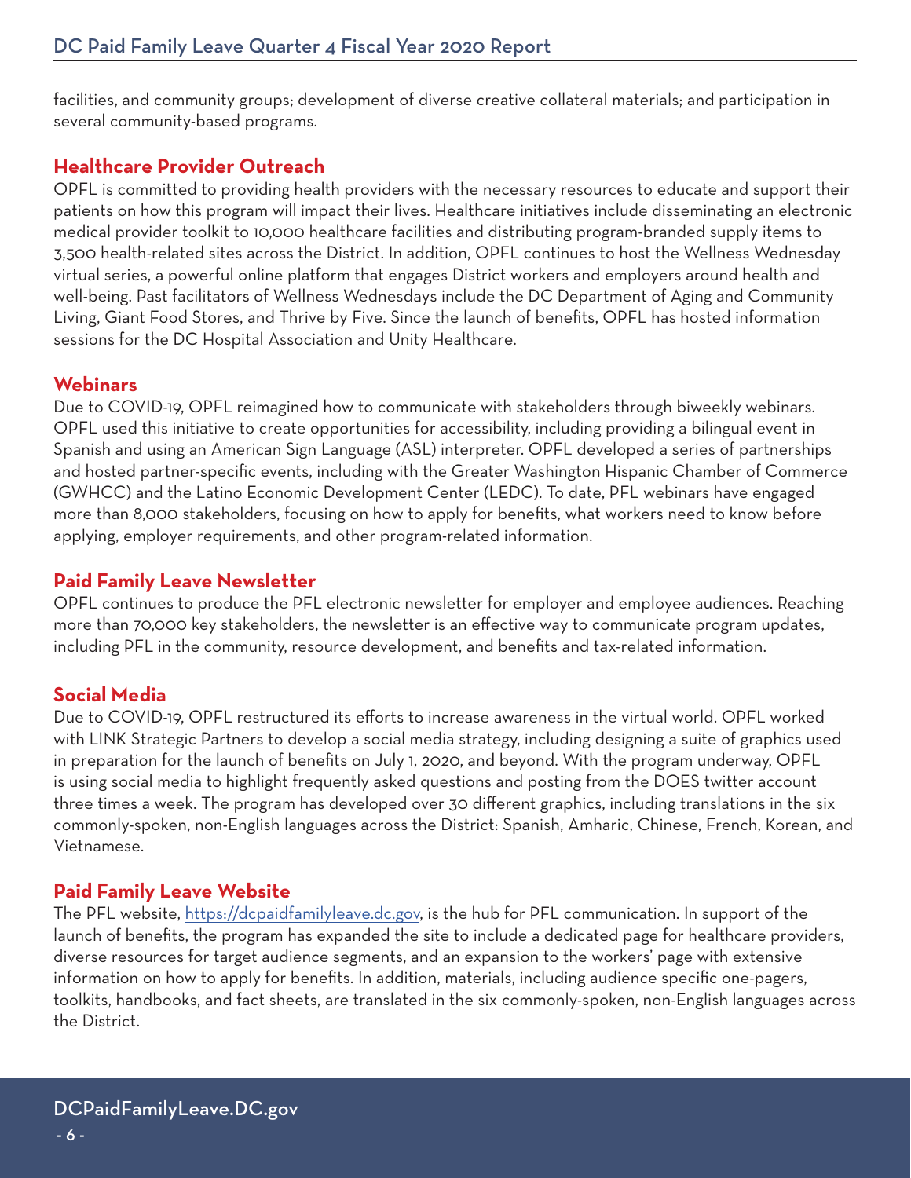facilities, and community groups; development of diverse creative collateral materials; and participation in several community-based programs.

## Healthcare Provider Outreach

OPFL is committed to providing health providers with the necessary resources to educate and support their patients on how this program will impact their lives. Healthcare initiatives include disseminating an electronic medical provider toolkit to 10,000 healthcare facilities and distributing program-branded supply items to 3,500 health-related sites across the District. In addition, OPFL continues to host the Wellness Wednesday virtual series, a powerful online platform that engages District workers and employers around health and well-being. Past facilitators of Wellness Wednesdays include the DC Department of Aging and Community Living, Giant Food Stores, and Thrive by Five. Since the launch of benefits, OPFL has hosted information sessions for the DC Hospital Association and Unity Healthcare.

## Webinars

Due to COVID-19, OPFL reimagined how to communicate with stakeholders through biweekly webinars. OPFL used this initiative to create opportunities for accessibility, including providing a bilingual event in Spanish and using an American Sign Language (ASL) interpreter. OPFL developed a series of partnerships and hosted partner-specific events, including with the Greater Washington Hispanic Chamber of Commerce (GWHCC) and the Latino Economic Development Center (LEDC). To date, PFL webinars have engaged more than 8,000 stakeholders, focusing on how to apply for benefits, what workers need to know before applying, employer requirements, and other program-related information.

## Paid Family Leave Newsletter

OPFL continues to produce the PFL electronic newsletter for employer and employee audiences. Reaching more than 70,000 key stakeholders, the newsletter is an effective way to communicate program updates, including PFL in the community, resource development, and benefits and tax-related information.

## Social Media

Due to COVID-19, OPFL restructured its efforts to increase awareness in the virtual world. OPFL worked with LINK Strategic Partners to develop a social media strategy, including designing a suite of graphics used in preparation for the launch of benefits on July 1, 2020, and beyond. With the program underway, OPFL is using social media to highlight frequently asked questions and posting from the DOES twitter account three times a week. The program has developed over 30 different graphics, including translations in the six commonly-spoken, non-English languages across the District: Spanish, Amharic, Chinese, French, Korean, and Vietnamese.

## Paid Family Leave Website

The PFL website, [https://dcpaidfamilyleave.dc.gov](https://dcpaidfamilyleave.dc.gov), is the hub for PFL communication. In support of the launch of benefits, the program has expanded the site to include a dedicated page for healthcare providers, diverse resources for target audience segments, and an expansion to the workers' page with extensive information on how to apply for benefits. In addition, materials, including audience specific one-pagers, toolkits, handbooks, and fact sheets, are translated in the six commonly-spoken, non-English languages across the District.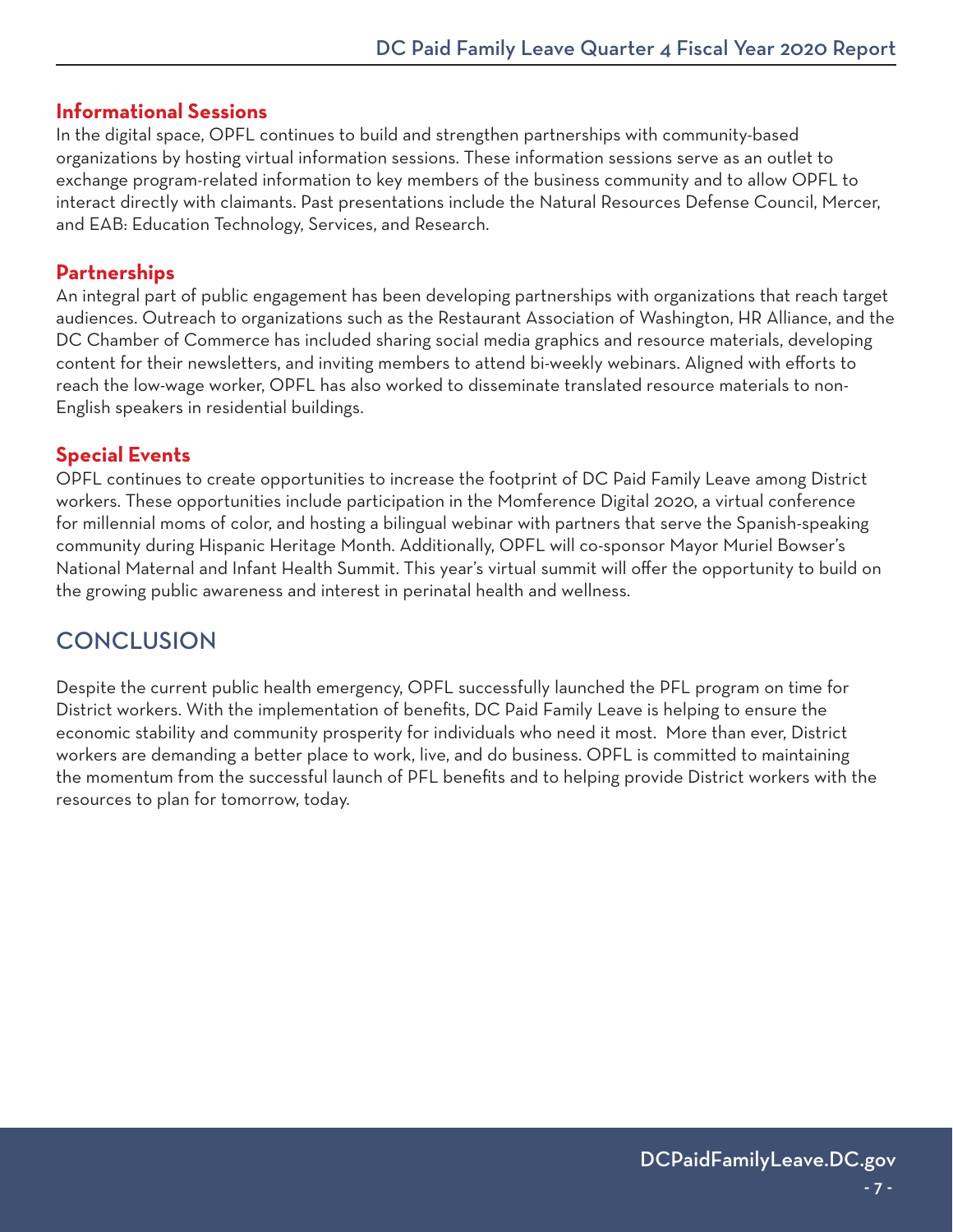### Informational Sessions

In the digital space, OPFL continues to build and strengthen partnerships with community-based organizations by hosting virtual information sessions. These information sessions serve as an outlet to exchange program-related information to key members of the business community and to allow OPFL to interact directly with claimants. Past presentations include the Natural Resources Defense Council, Mercer, and EAB: Education Technology, Services, and Research.

### Partnerships

An integral part of public engagement has been developing partnerships with organizations that reach target audiences. Outreach to organizations such as the Restaurant Association of Washington, HR Alliance, and the DC Chamber of Commerce has included sharing social media graphics and resource materials, developing content for their newsletters, and inviting members to attend bi-weekly webinars. Aligned with efforts to reach the low-wage worker, OPFL has also worked to disseminate translated resource materials to non-English speakers in residential buildings.

### Special Events

OPFL continues to create opportunities to increase the footprint of DC Paid Family Leave among District workers. These opportunities include participation in the Momference Digital 2020, a virtual conference for millennial moms of color, and hosting a bilingual webinar with partners that serve the Spanish-speaking community during Hispanic Heritage Month. Additionally, OPFL will co-sponsor Mayor Muriel Bowser's National Maternal and Infant Health Summit. This year's virtual summit will offer the opportunity to build on the growing public awareness and interest in perinatal health and wellness.

## CONCLUSION

Despite the current public health emergency, OPFL successfully launched the PFL program on time for District workers. With the implementation of benefits, DC Paid Family Leave is helping to ensure the economic stability and community prosperity for individuals who need it most. More than ever, District workers are demanding a better place to work, live, and do business. OPFL is committed to maintaining the momentum from the successful launch of PFL benefits and to helping provide District workers with the resources to plan for tomorrow, today.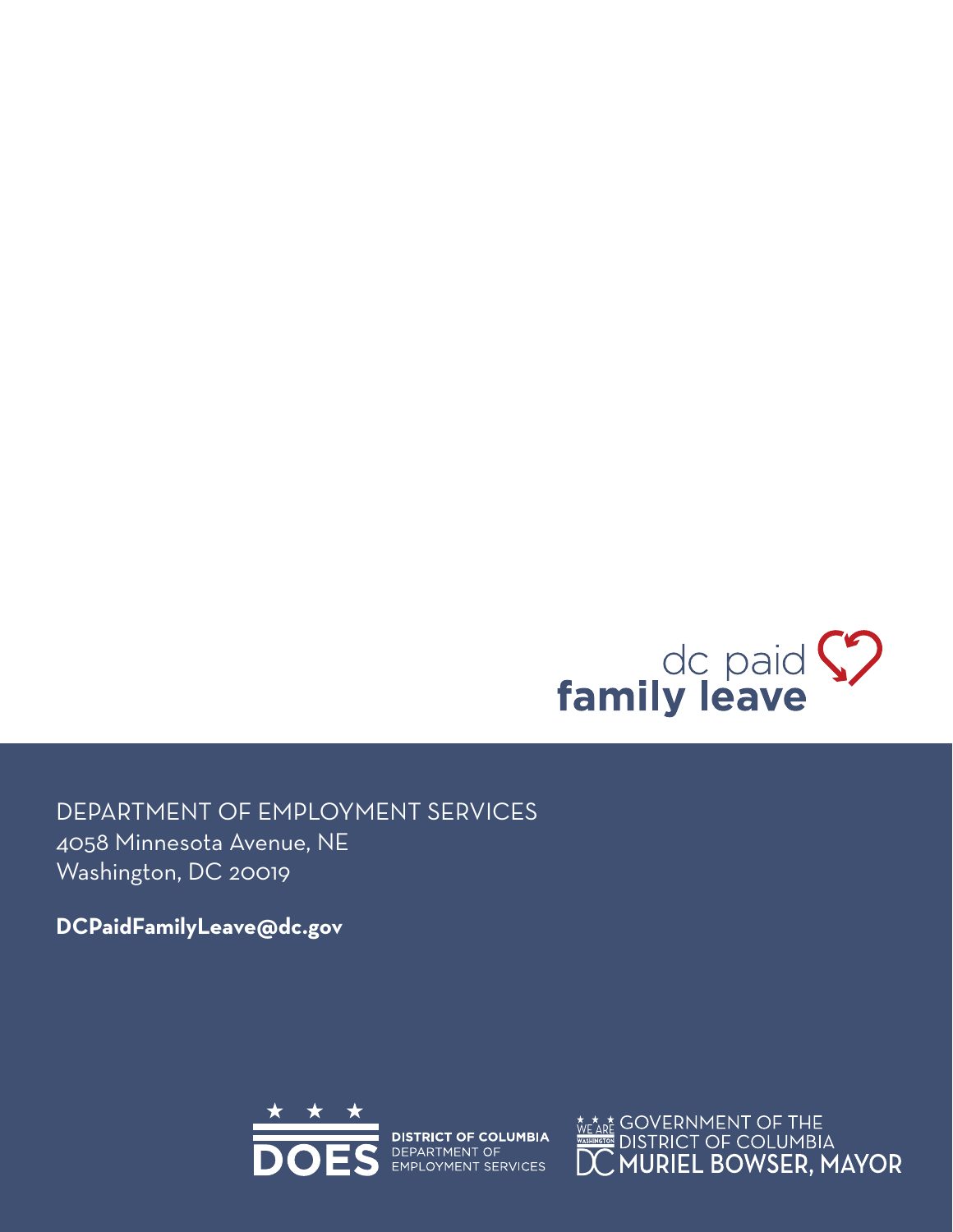dc paid
**family leave**

DEPARTMENT OF EMPLOYMENT SERVICES
4058 Minnesota Avenue, NE
Washington, DC 20019

**DCPaidFamilyLeave@dc.gov**

**DISTRICT OF COLUMBIA**
DEPARTMENT OF
EMPLOYMENT SERVICES

GOVERNMENT OF THE
DISTRICT OF COLUMBIA
**MURIEL BOWSER, MAYOR**